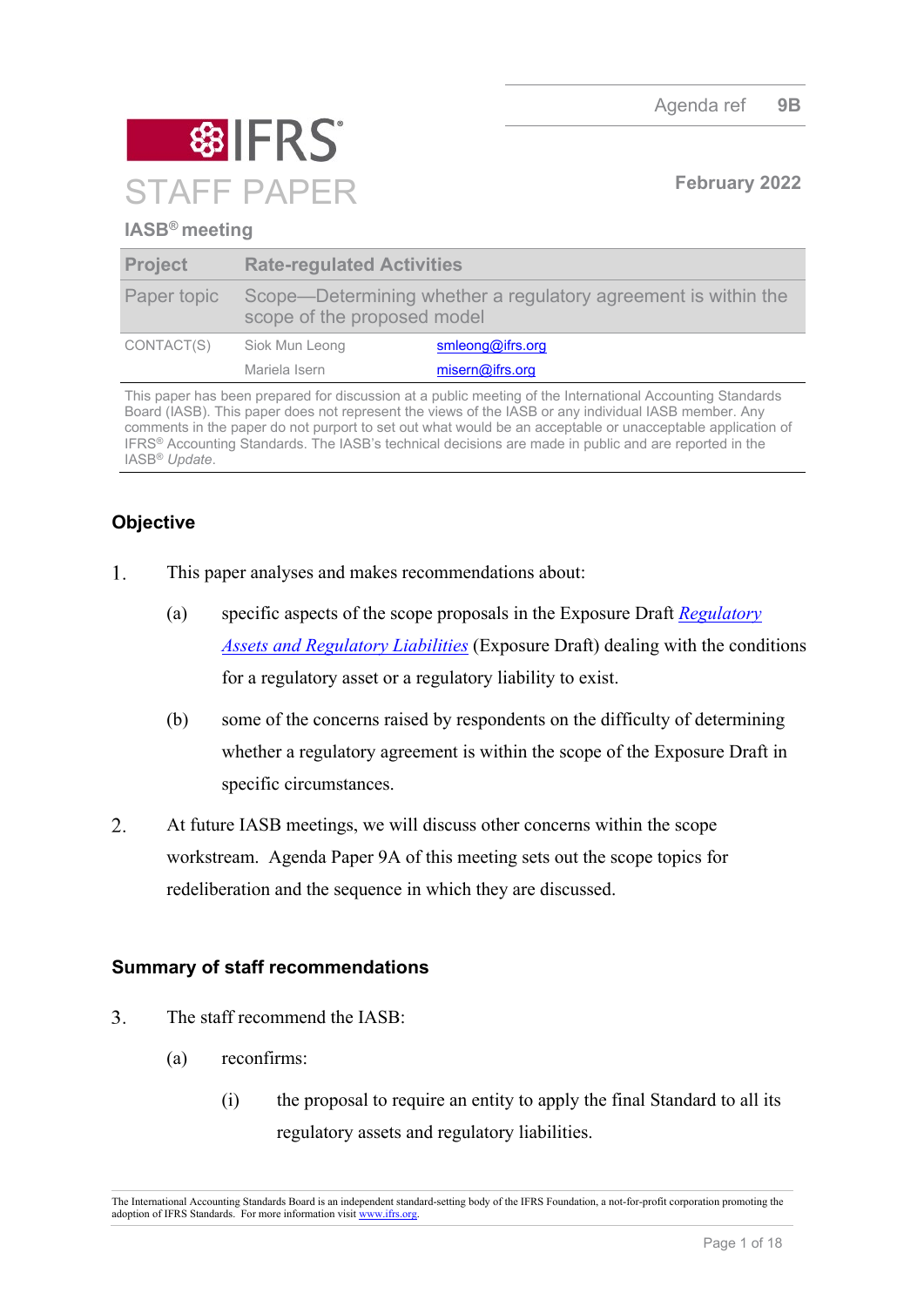Agenda ref 9B

# IFRS STAFF PAPER

February 2022

**IASB® meeting**

| **Project** | **Rate-regulated Activities** | |
|---|---|---|
| Paper topic | Scope—Determining whether a regulatory agreement is within the scope of the proposed model | |
| CONTACT(S) | Siok Mun Leong | smleong@ifrs.org |
| | Mariela Isern | misern@ifrs.org |

This paper has been prepared for discussion at a public meeting of the International Accounting Standards Board (IASB). This paper does not represent the views of the IASB or any individual IASB member. Any comments in the paper do not purport to set out what would be an acceptable or unacceptable application of IFRS® Accounting Standards. The IASB's technical decisions are made in public and are reported in the IASB® *Update*.

## Objective

1. This paper analyses and makes recommendations about:

   (a) specific aspects of the scope proposals in the Exposure Draft *Regulatory Assets and Regulatory Liabilities* (Exposure Draft) dealing with the conditions for a regulatory asset or a regulatory liability to exist.

   (b) some of the concerns raised by respondents on the difficulty of determining whether a regulatory agreement is within the scope of the Exposure Draft in specific circumstances.

2. At future IASB meetings, we will discuss other concerns within the scope workstream. Agenda Paper 9A of this meeting sets out the scope topics for redeliberation and the sequence in which they are discussed.

## Summary of staff recommendations

3. The staff recommend the IASB:

   (a) reconfirms:

      (i) the proposal to require an entity to apply the final Standard to all its regulatory assets and regulatory liabilities.

The International Accounting Standards Board is an independent standard-setting body of the IFRS Foundation, a not-for-profit corporation promoting the adoption of IFRS Standards. For more information visit www.ifrs.org.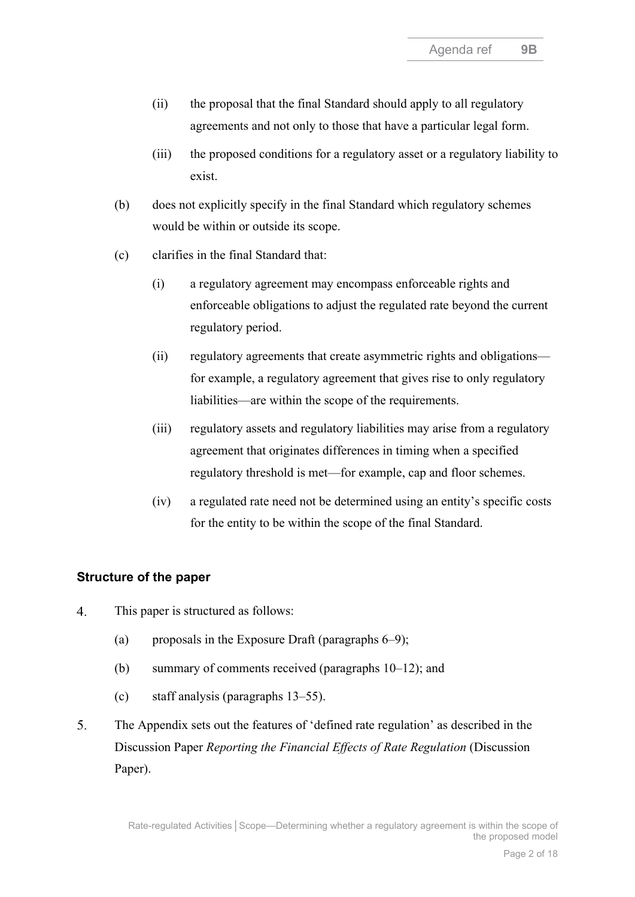(ii) the proposal that the final Standard should apply to all regulatory agreements and not only to those that have a particular legal form.

(iii) the proposed conditions for a regulatory asset or a regulatory liability to exist.

(b) does not explicitly specify in the final Standard which regulatory schemes would be within or outside its scope.

(c) clarifies in the final Standard that:

(i) a regulatory agreement may encompass enforceable rights and enforceable obligations to adjust the regulated rate beyond the current regulatory period.

(ii) regulatory agreements that create asymmetric rights and obligations—for example, a regulatory agreement that gives rise to only regulatory liabilities—are within the scope of the requirements.

(iii) regulatory assets and regulatory liabilities may arise from a regulatory agreement that originates differences in timing when a specified regulatory threshold is met—for example, cap and floor schemes.

(iv) a regulated rate need not be determined using an entity's specific costs for the entity to be within the scope of the final Standard.

### Structure of the paper

4. This paper is structured as follows:

   (a) proposals in the Exposure Draft (paragraphs 6–9);

   (b) summary of comments received (paragraphs 10–12); and

   (c) staff analysis (paragraphs 13–55).

5. The Appendix sets out the features of 'defined rate regulation' as described in the Discussion Paper *Reporting the Financial Effects of Rate Regulation* (Discussion Paper).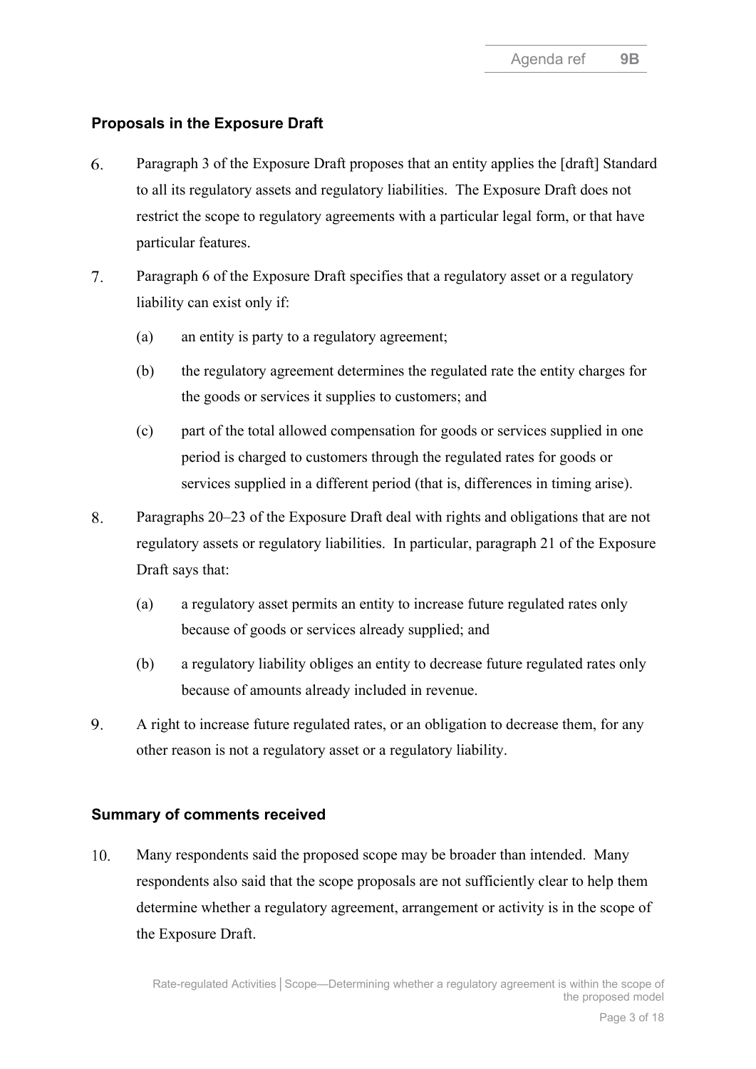## Proposals in the Exposure Draft

6. Paragraph 3 of the Exposure Draft proposes that an entity applies the [draft] Standard to all its regulatory assets and regulatory liabilities. The Exposure Draft does not restrict the scope to regulatory agreements with a particular legal form, or that have particular features.

7. Paragraph 6 of the Exposure Draft specifies that a regulatory asset or a regulatory liability can exist only if:

   (a) an entity is party to a regulatory agreement;

   (b) the regulatory agreement determines the regulated rate the entity charges for the goods or services it supplies to customers; and

   (c) part of the total allowed compensation for goods or services supplied in one period is charged to customers through the regulated rates for goods or services supplied in a different period (that is, differences in timing arise).

8. Paragraphs 20–23 of the Exposure Draft deal with rights and obligations that are not regulatory assets or regulatory liabilities. In particular, paragraph 21 of the Exposure Draft says that:

   (a) a regulatory asset permits an entity to increase future regulated rates only because of goods or services already supplied; and

   (b) a regulatory liability obliges an entity to decrease future regulated rates only because of amounts already included in revenue.

9. A right to increase future regulated rates, or an obligation to decrease them, for any other reason is not a regulatory asset or a regulatory liability.

## Summary of comments received

10. Many respondents said the proposed scope may be broader than intended. Many respondents also said that the scope proposals are not sufficiently clear to help them determine whether a regulatory agreement, arrangement or activity is in the scope of the Exposure Draft.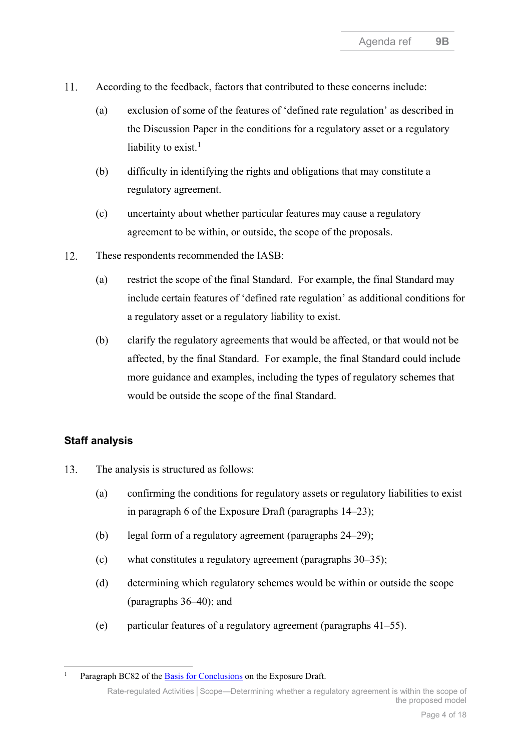11. According to the feedback, factors that contributed to these concerns include:

    (a) exclusion of some of the features of 'defined rate regulation' as described in the Discussion Paper in the conditions for a regulatory asset or a regulatory liability to exist.[1]

    (b) difficulty in identifying the rights and obligations that may constitute a regulatory agreement.

    (c) uncertainty about whether particular features may cause a regulatory agreement to be within, or outside, the scope of the proposals.

12. These respondents recommended the IASB:

    (a) restrict the scope of the final Standard. For example, the final Standard may include certain features of 'defined rate regulation' as additional conditions for a regulatory asset or a regulatory liability to exist.

    (b) clarify the regulatory agreements that would be affected, or that would not be affected, by the final Standard. For example, the final Standard could include more guidance and examples, including the types of regulatory schemes that would be outside the scope of the final Standard.

## Staff analysis

13. The analysis is structured as follows:

    (a) confirming the conditions for regulatory assets or regulatory liabilities to exist in paragraph 6 of the Exposure Draft (paragraphs 14–23);

    (b) legal form of a regulatory agreement (paragraphs 24–29);

    (c) what constitutes a regulatory agreement (paragraphs 30–35);

    (d) determining which regulatory schemes would be within or outside the scope (paragraphs 36–40); and

    (e) particular features of a regulatory agreement (paragraphs 41–55).

---

[1] Paragraph BC82 of the Basis for Conclusions on the Exposure Draft.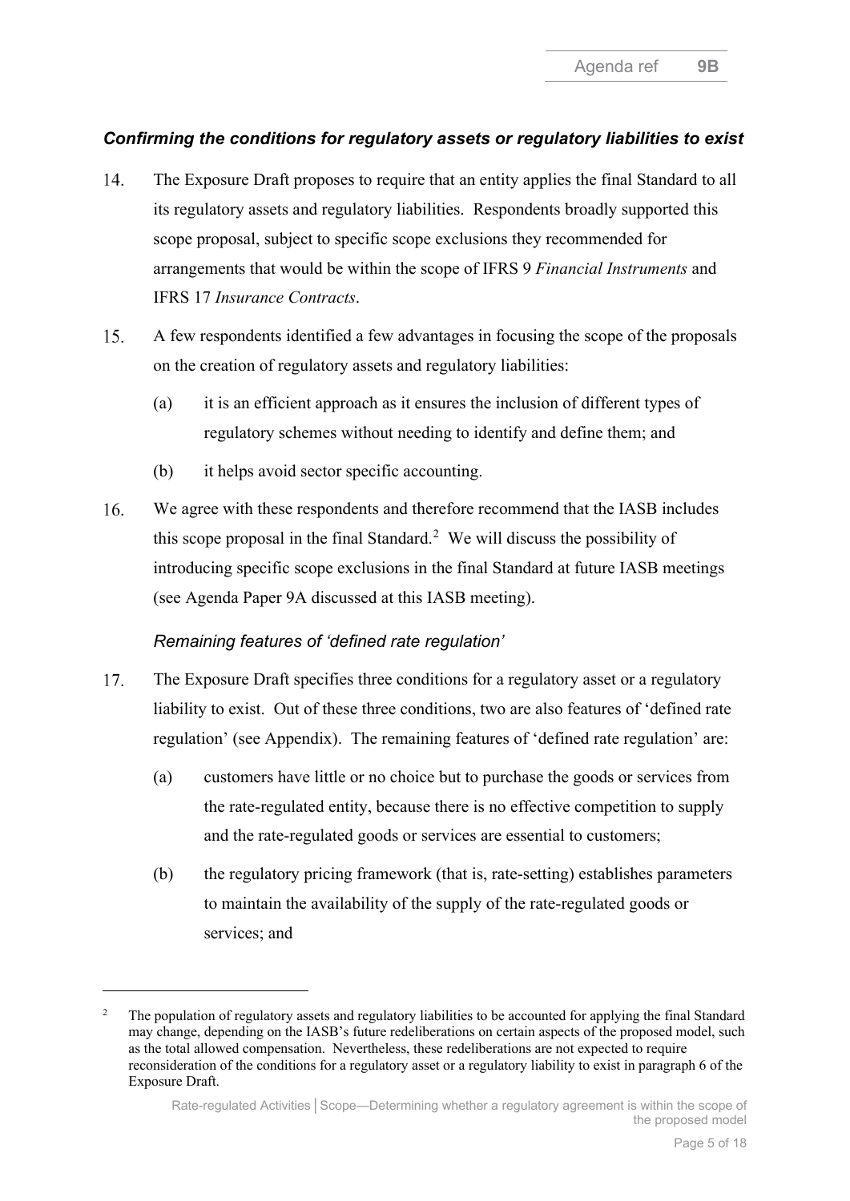### *Confirming the conditions for regulatory assets or regulatory liabilities to exist*

14. The Exposure Draft proposes to require that an entity applies the final Standard to all its regulatory assets and regulatory liabilities. Respondents broadly supported this scope proposal, subject to specific scope exclusions they recommended for arrangements that would be within the scope of IFRS 9 *Financial Instruments* and IFRS 17 *Insurance Contracts*.

15. A few respondents identified a few advantages in focusing the scope of the proposals on the creation of regulatory assets and regulatory liabilities:

    (a) it is an efficient approach as it ensures the inclusion of different types of regulatory schemes without needing to identify and define them; and

    (b) it helps avoid sector specific accounting.

16. We agree with these respondents and therefore recommend that the IASB includes this scope proposal in the final Standard.[2] We will discuss the possibility of introducing specific scope exclusions in the final Standard at future IASB meetings (see Agenda Paper 9A discussed at this IASB meeting).

#### *Remaining features of 'defined rate regulation'*

17. The Exposure Draft specifies three conditions for a regulatory asset or a regulatory liability to exist. Out of these three conditions, two are also features of 'defined rate regulation' (see Appendix). The remaining features of 'defined rate regulation' are:

    (a) customers have little or no choice but to purchase the goods or services from the rate-regulated entity, because there is no effective competition to supply and the rate-regulated goods or services are essential to customers;

    (b) the regulatory pricing framework (that is, rate-setting) establishes parameters to maintain the availability of the supply of the rate-regulated goods or services; and

---

[2] The population of regulatory assets and regulatory liabilities to be accounted for applying the final Standard may change, depending on the IASB's future redeliberations on certain aspects of the proposed model, such as the total allowed compensation. Nevertheless, these redeliberations are not expected to require reconsideration of the conditions for a regulatory asset or a regulatory liability to exist in paragraph 6 of the Exposure Draft.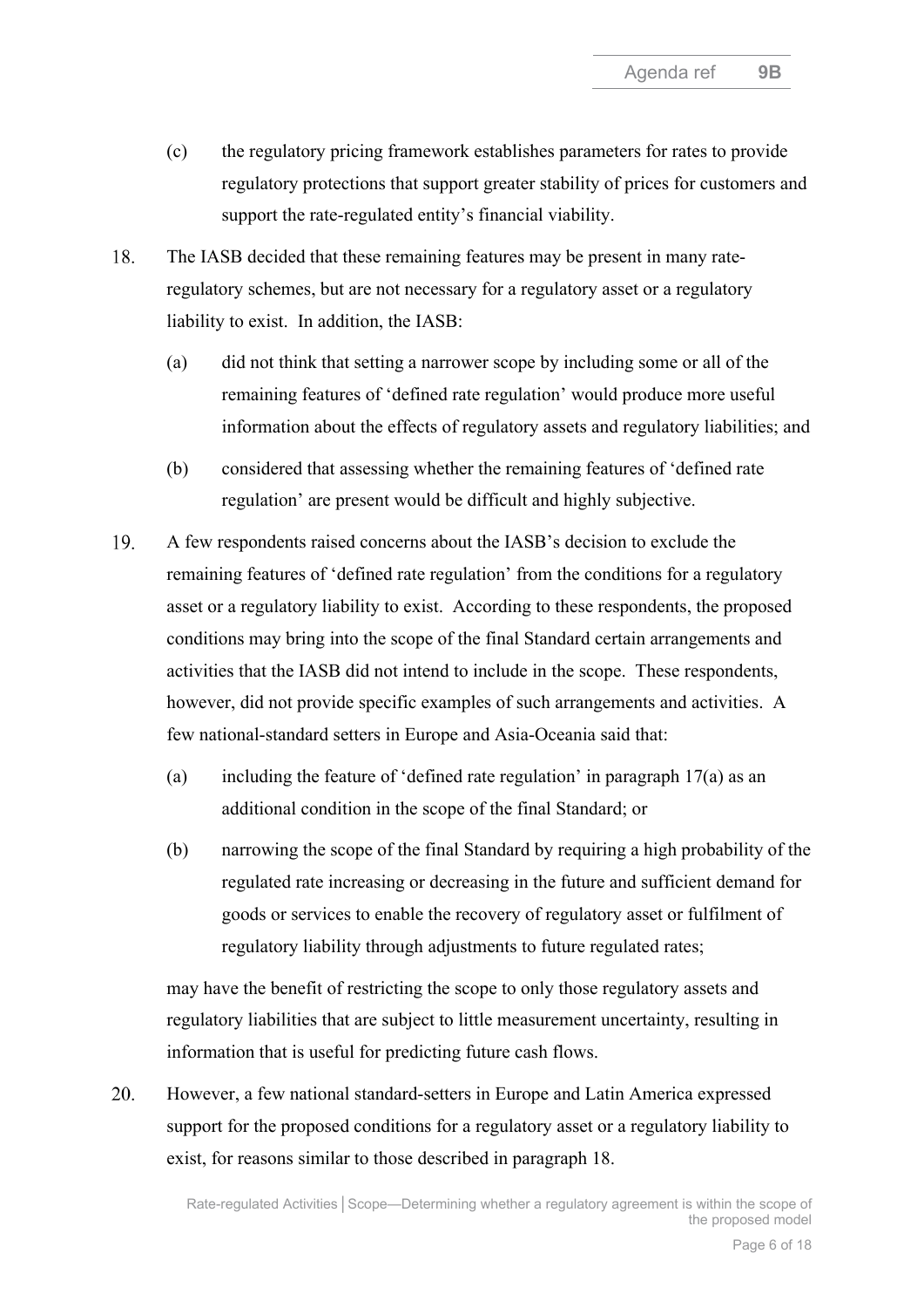(c) the regulatory pricing framework establishes parameters for rates to provide regulatory protections that support greater stability of prices for customers and support the rate-regulated entity's financial viability.

18. The IASB decided that these remaining features may be present in many rate-regulatory schemes, but are not necessary for a regulatory asset or a regulatory liability to exist. In addition, the IASB:

   (a) did not think that setting a narrower scope by including some or all of the remaining features of 'defined rate regulation' would produce more useful information about the effects of regulatory assets and regulatory liabilities; and

   (b) considered that assessing whether the remaining features of 'defined rate regulation' are present would be difficult and highly subjective.

19. A few respondents raised concerns about the IASB's decision to exclude the remaining features of 'defined rate regulation' from the conditions for a regulatory asset or a regulatory liability to exist. According to these respondents, the proposed conditions may bring into the scope of the final Standard certain arrangements and activities that the IASB did not intend to include in the scope. These respondents, however, did not provide specific examples of such arrangements and activities. A few national-standard setters in Europe and Asia-Oceania said that:

   (a) including the feature of 'defined rate regulation' in paragraph 17(a) as an additional condition in the scope of the final Standard; or

   (b) narrowing the scope of the final Standard by requiring a high probability of the regulated rate increasing or decreasing in the future and sufficient demand for goods or services to enable the recovery of regulatory asset or fulfilment of regulatory liability through adjustments to future regulated rates;

   may have the benefit of restricting the scope to only those regulatory assets and regulatory liabilities that are subject to little measurement uncertainty, resulting in information that is useful for predicting future cash flows.

20. However, a few national standard-setters in Europe and Latin America expressed support for the proposed conditions for a regulatory asset or a regulatory liability to exist, for reasons similar to those described in paragraph 18.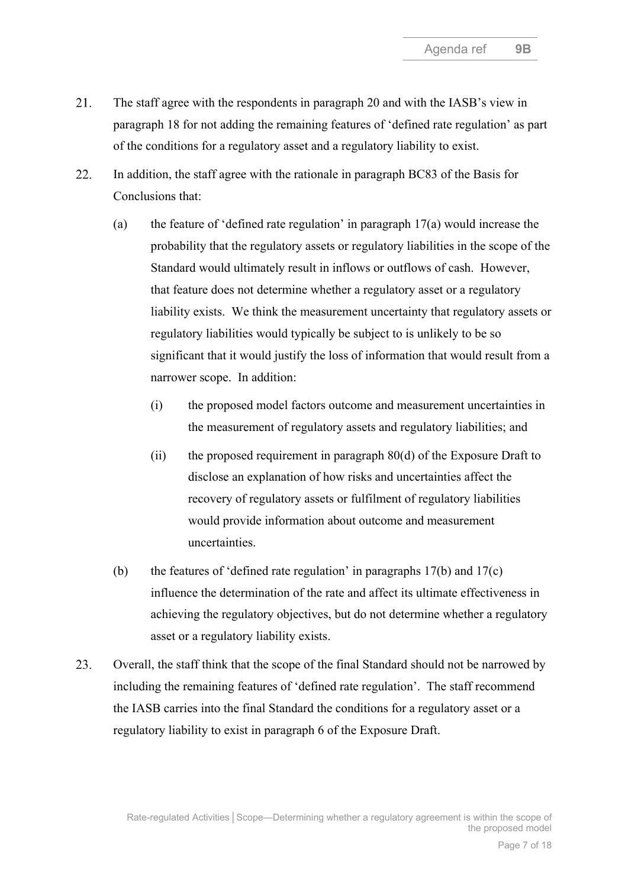21. The staff agree with the respondents in paragraph 20 and with the IASB's view in paragraph 18 for not adding the remaining features of 'defined rate regulation' as part of the conditions for a regulatory asset and a regulatory liability to exist.

22. In addition, the staff agree with the rationale in paragraph BC83 of the Basis for Conclusions that:

    (a) the feature of 'defined rate regulation' in paragraph 17(a) would increase the probability that the regulatory assets or regulatory liabilities in the scope of the Standard would ultimately result in inflows or outflows of cash. However, that feature does not determine whether a regulatory asset or a regulatory liability exists. We think the measurement uncertainty that regulatory assets or regulatory liabilities would typically be subject to is unlikely to be so significant that it would justify the loss of information that would result from a narrower scope. In addition:

        (i) the proposed model factors outcome and measurement uncertainties in the measurement of regulatory assets and regulatory liabilities; and

        (ii) the proposed requirement in paragraph 80(d) of the Exposure Draft to disclose an explanation of how risks and uncertainties affect the recovery of regulatory assets or fulfilment of regulatory liabilities would provide information about outcome and measurement uncertainties.

    (b) the features of 'defined rate regulation' in paragraphs 17(b) and 17(c) influence the determination of the rate and affect its ultimate effectiveness in achieving the regulatory objectives, but do not determine whether a regulatory asset or a regulatory liability exists.

23. Overall, the staff think that the scope of the final Standard should not be narrowed by including the remaining features of 'defined rate regulation'. The staff recommend the IASB carries into the final Standard the conditions for a regulatory asset or a regulatory liability to exist in paragraph 6 of the Exposure Draft.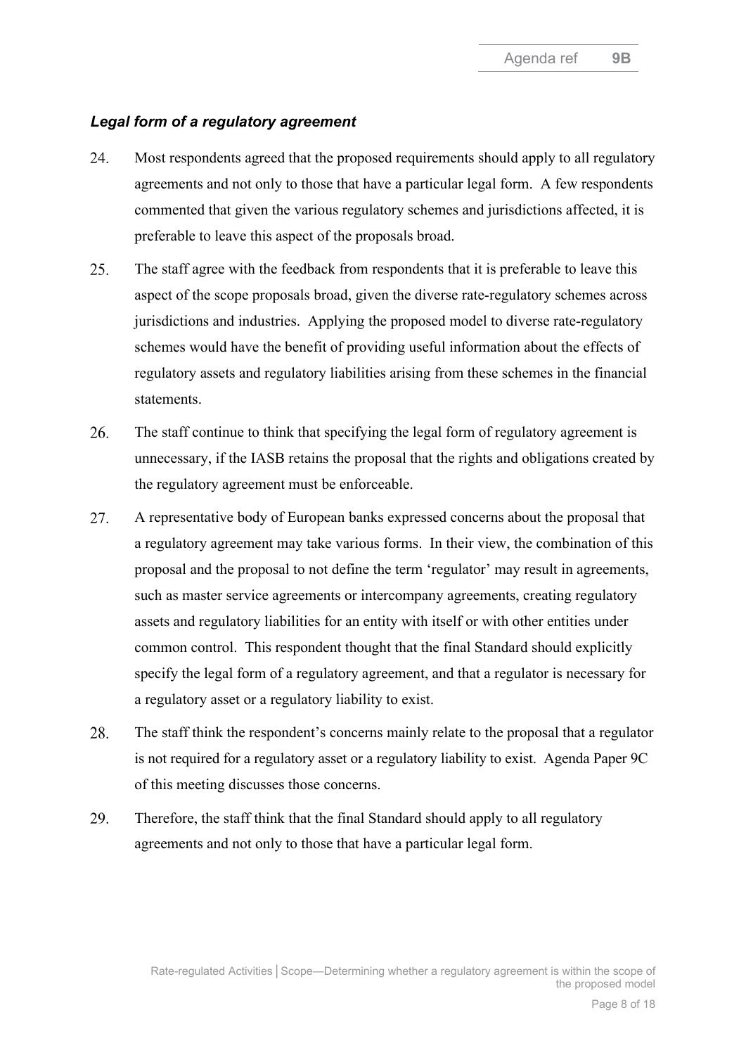### *Legal form of a regulatory agreement*

24. Most respondents agreed that the proposed requirements should apply to all regulatory agreements and not only to those that have a particular legal form. A few respondents commented that given the various regulatory schemes and jurisdictions affected, it is preferable to leave this aspect of the proposals broad.

25. The staff agree with the feedback from respondents that it is preferable to leave this aspect of the scope proposals broad, given the diverse rate-regulatory schemes across jurisdictions and industries. Applying the proposed model to diverse rate-regulatory schemes would have the benefit of providing useful information about the effects of regulatory assets and regulatory liabilities arising from these schemes in the financial statements.

26. The staff continue to think that specifying the legal form of regulatory agreement is unnecessary, if the IASB retains the proposal that the rights and obligations created by the regulatory agreement must be enforceable.

27. A representative body of European banks expressed concerns about the proposal that a regulatory agreement may take various forms. In their view, the combination of this proposal and the proposal to not define the term 'regulator' may result in agreements, such as master service agreements or intercompany agreements, creating regulatory assets and regulatory liabilities for an entity with itself or with other entities under common control. This respondent thought that the final Standard should explicitly specify the legal form of a regulatory agreement, and that a regulator is necessary for a regulatory asset or a regulatory liability to exist.

28. The staff think the respondent's concerns mainly relate to the proposal that a regulator is not required for a regulatory asset or a regulatory liability to exist. Agenda Paper 9C of this meeting discusses those concerns.

29. Therefore, the staff think that the final Standard should apply to all regulatory agreements and not only to those that have a particular legal form.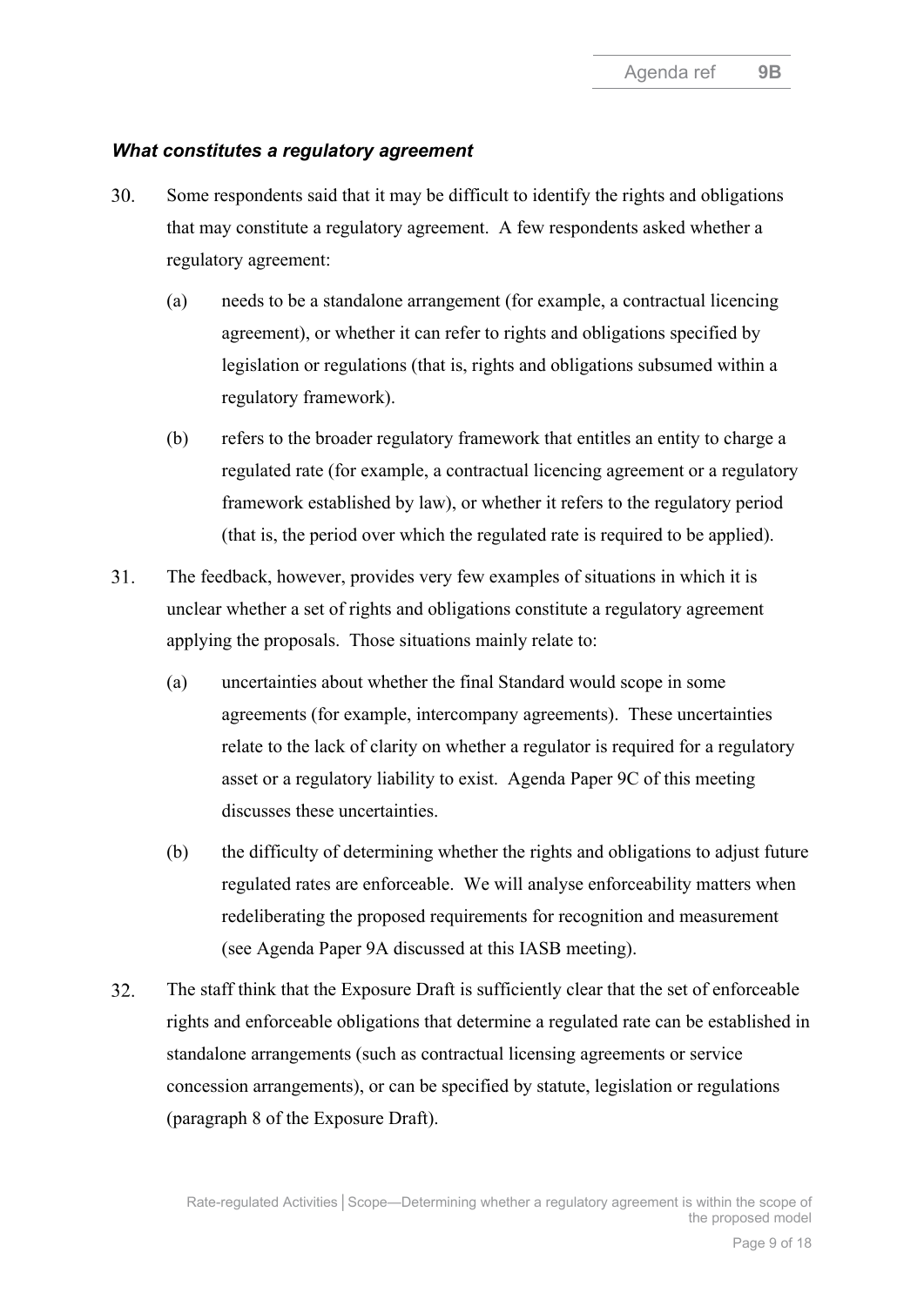### *What constitutes a regulatory agreement*

30. Some respondents said that it may be difficult to identify the rights and obligations that may constitute a regulatory agreement. A few respondents asked whether a regulatory agreement:

    (a) needs to be a standalone arrangement (for example, a contractual licencing agreement), or whether it can refer to rights and obligations specified by legislation or regulations (that is, rights and obligations subsumed within a regulatory framework).

    (b) refers to the broader regulatory framework that entitles an entity to charge a regulated rate (for example, a contractual licencing agreement or a regulatory framework established by law), or whether it refers to the regulatory period (that is, the period over which the regulated rate is required to be applied).

31. The feedback, however, provides very few examples of situations in which it is unclear whether a set of rights and obligations constitute a regulatory agreement applying the proposals. Those situations mainly relate to:

    (a) uncertainties about whether the final Standard would scope in some agreements (for example, intercompany agreements). These uncertainties relate to the lack of clarity on whether a regulator is required for a regulatory asset or a regulatory liability to exist. Agenda Paper 9C of this meeting discusses these uncertainties.

    (b) the difficulty of determining whether the rights and obligations to adjust future regulated rates are enforceable. We will analyse enforceability matters when redeliberating the proposed requirements for recognition and measurement (see Agenda Paper 9A discussed at this IASB meeting).

32. The staff think that the Exposure Draft is sufficiently clear that the set of enforceable rights and enforceable obligations that determine a regulated rate can be established in standalone arrangements (such as contractual licensing agreements or service concession arrangements), or can be specified by statute, legislation or regulations (paragraph 8 of the Exposure Draft).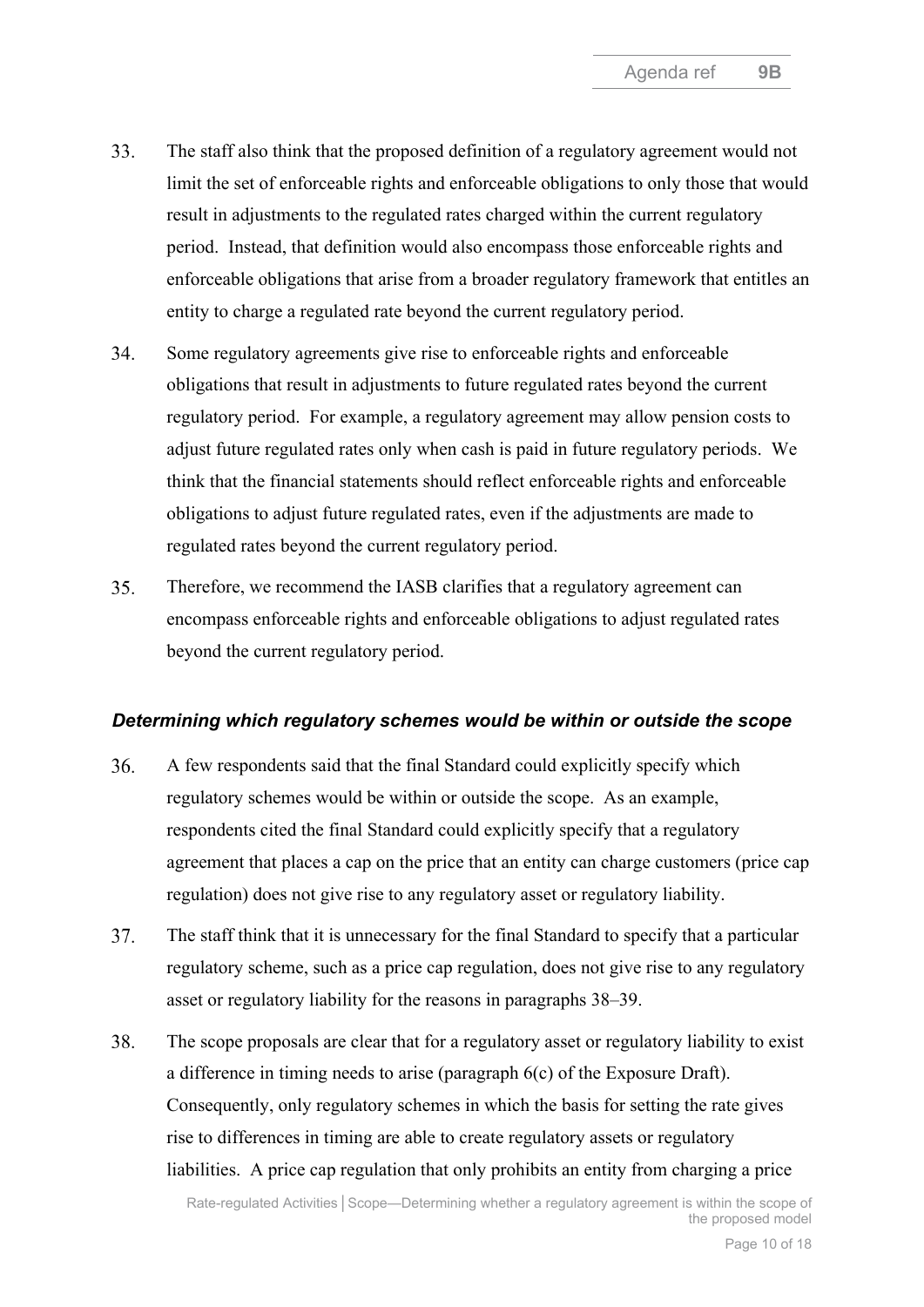33. The staff also think that the proposed definition of a regulatory agreement would not limit the set of enforceable rights and enforceable obligations to only those that would result in adjustments to the regulated rates charged within the current regulatory period. Instead, that definition would also encompass those enforceable rights and enforceable obligations that arise from a broader regulatory framework that entitles an entity to charge a regulated rate beyond the current regulatory period.

34. Some regulatory agreements give rise to enforceable rights and enforceable obligations that result in adjustments to future regulated rates beyond the current regulatory period. For example, a regulatory agreement may allow pension costs to adjust future regulated rates only when cash is paid in future regulatory periods. We think that the financial statements should reflect enforceable rights and enforceable obligations to adjust future regulated rates, even if the adjustments are made to regulated rates beyond the current regulatory period.

35. Therefore, we recommend the IASB clarifies that a regulatory agreement can encompass enforceable rights and enforceable obligations to adjust regulated rates beyond the current regulatory period.

### *Determining which regulatory schemes would be within or outside the scope*

36. A few respondents said that the final Standard could explicitly specify which regulatory schemes would be within or outside the scope. As an example, respondents cited the final Standard could explicitly specify that a regulatory agreement that places a cap on the price that an entity can charge customers (price cap regulation) does not give rise to any regulatory asset or regulatory liability.

37. The staff think that it is unnecessary for the final Standard to specify that a particular regulatory scheme, such as a price cap regulation, does not give rise to any regulatory asset or regulatory liability for the reasons in paragraphs 38–39.

38. The scope proposals are clear that for a regulatory asset or regulatory liability to exist a difference in timing needs to arise (paragraph 6(c) of the Exposure Draft). Consequently, only regulatory schemes in which the basis for setting the rate gives rise to differences in timing are able to create regulatory assets or regulatory liabilities. A price cap regulation that only prohibits an entity from charging a price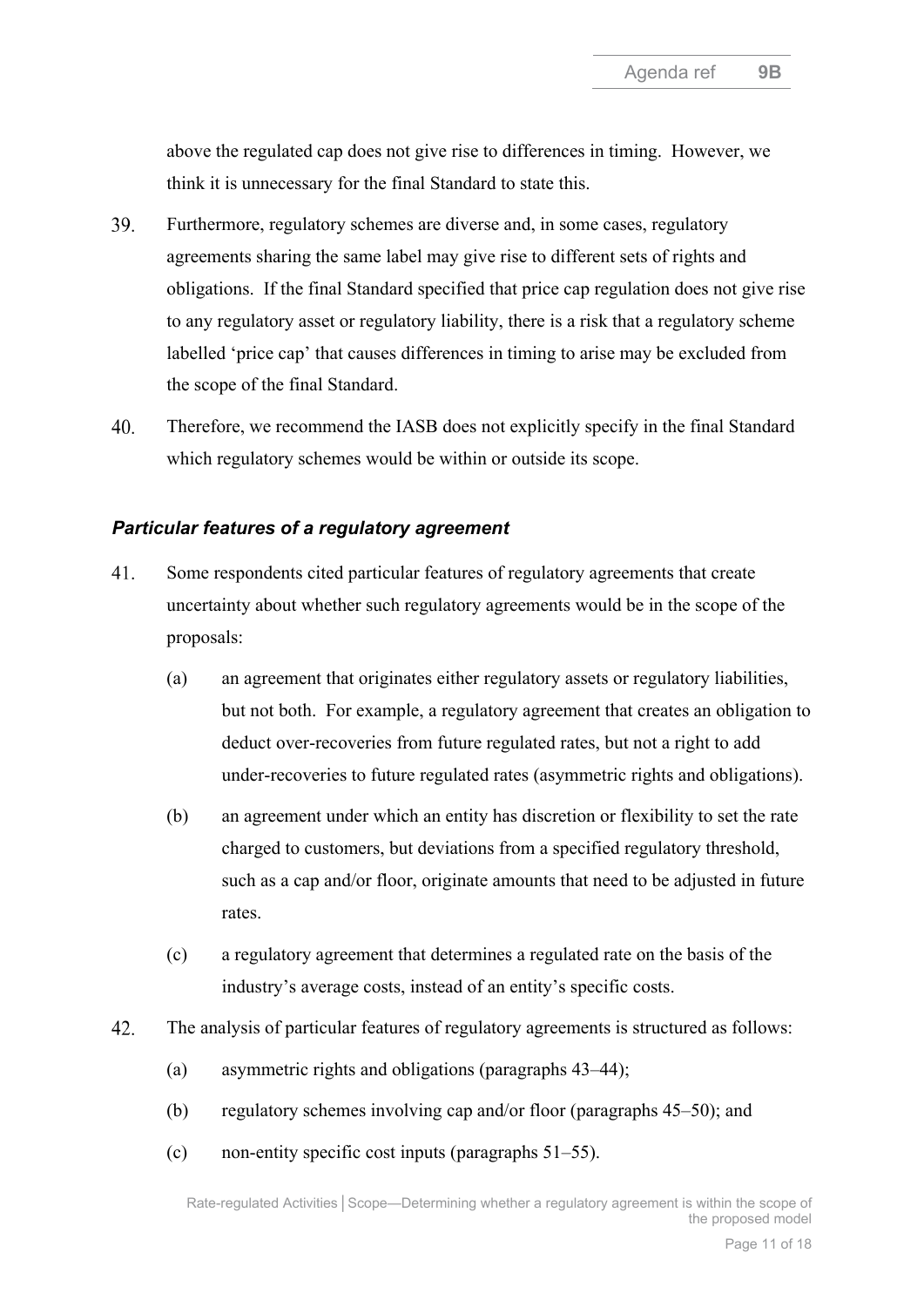above the regulated cap does not give rise to differences in timing. However, we think it is unnecessary for the final Standard to state this.

39. Furthermore, regulatory schemes are diverse and, in some cases, regulatory agreements sharing the same label may give rise to different sets of rights and obligations. If the final Standard specified that price cap regulation does not give rise to any regulatory asset or regulatory liability, there is a risk that a regulatory scheme labelled 'price cap' that causes differences in timing to arise may be excluded from the scope of the final Standard.

40. Therefore, we recommend the IASB does not explicitly specify in the final Standard which regulatory schemes would be within or outside its scope.

### *Particular features of a regulatory agreement*

41. Some respondents cited particular features of regulatory agreements that create uncertainty about whether such regulatory agreements would be in the scope of the proposals:

    (a) an agreement that originates either regulatory assets or regulatory liabilities, but not both. For example, a regulatory agreement that creates an obligation to deduct over-recoveries from future regulated rates, but not a right to add under-recoveries to future regulated rates (asymmetric rights and obligations).

    (b) an agreement under which an entity has discretion or flexibility to set the rate charged to customers, but deviations from a specified regulatory threshold, such as a cap and/or floor, originate amounts that need to be adjusted in future rates.

    (c) a regulatory agreement that determines a regulated rate on the basis of the industry's average costs, instead of an entity's specific costs.

42. The analysis of particular features of regulatory agreements is structured as follows:

    (a) asymmetric rights and obligations (paragraphs 43–44);

    (b) regulatory schemes involving cap and/or floor (paragraphs 45–50); and

    (c) non-entity specific cost inputs (paragraphs 51–55).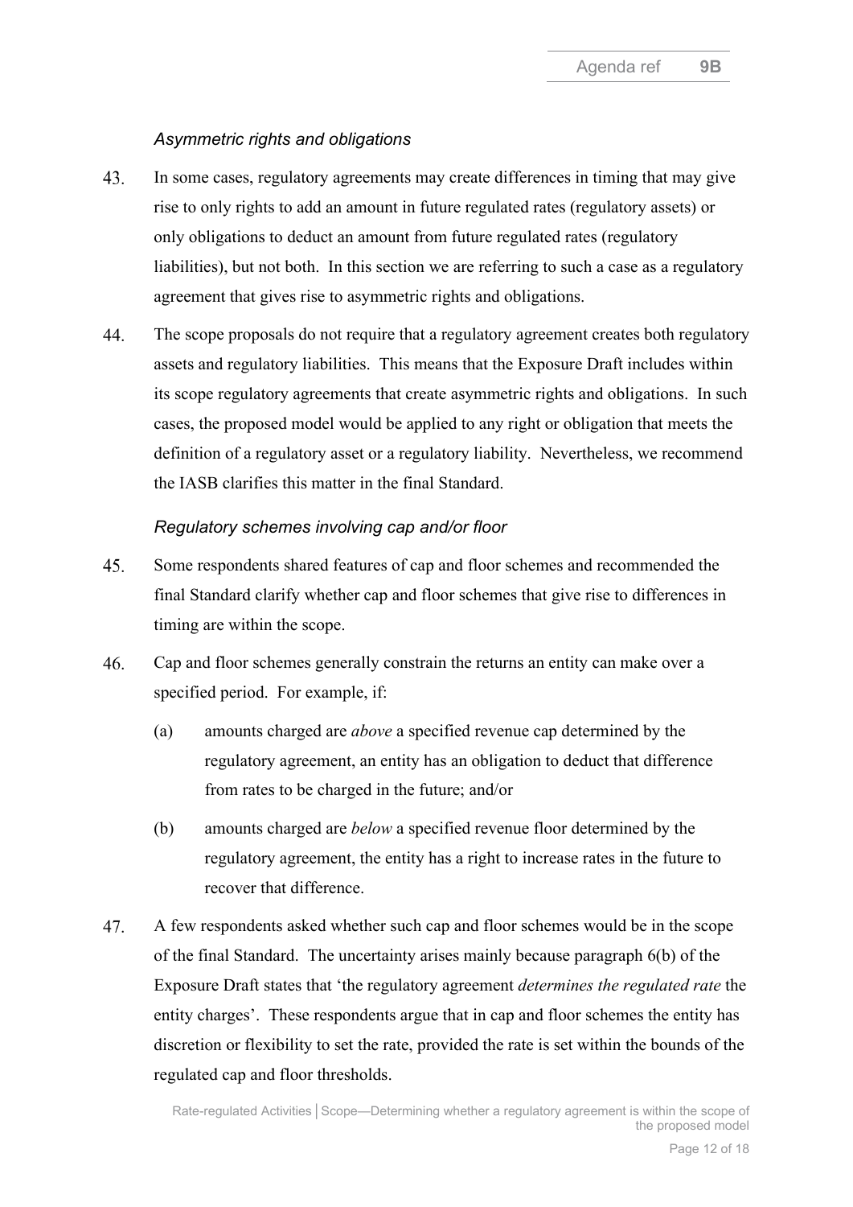### *Asymmetric rights and obligations*

43. In some cases, regulatory agreements may create differences in timing that may give rise to only rights to add an amount in future regulated rates (regulatory assets) or only obligations to deduct an amount from future regulated rates (regulatory liabilities), but not both. In this section we are referring to such a case as a regulatory agreement that gives rise to asymmetric rights and obligations.

44. The scope proposals do not require that a regulatory agreement creates both regulatory assets and regulatory liabilities. This means that the Exposure Draft includes within its scope regulatory agreements that create asymmetric rights and obligations. In such cases, the proposed model would be applied to any right or obligation that meets the definition of a regulatory asset or a regulatory liability. Nevertheless, we recommend the IASB clarifies this matter in the final Standard.

### *Regulatory schemes involving cap and/or floor*

45. Some respondents shared features of cap and floor schemes and recommended the final Standard clarify whether cap and floor schemes that give rise to differences in timing are within the scope.

46. Cap and floor schemes generally constrain the returns an entity can make over a specified period. For example, if:

    (a) amounts charged are *above* a specified revenue cap determined by the regulatory agreement, an entity has an obligation to deduct that difference from rates to be charged in the future; and/or

    (b) amounts charged are *below* a specified revenue floor determined by the regulatory agreement, the entity has a right to increase rates in the future to recover that difference.

47. A few respondents asked whether such cap and floor schemes would be in the scope of the final Standard. The uncertainty arises mainly because paragraph 6(b) of the Exposure Draft states that 'the regulatory agreement *determines the regulated rate* the entity charges'. These respondents argue that in cap and floor schemes the entity has discretion or flexibility to set the rate, provided the rate is set within the bounds of the regulated cap and floor thresholds.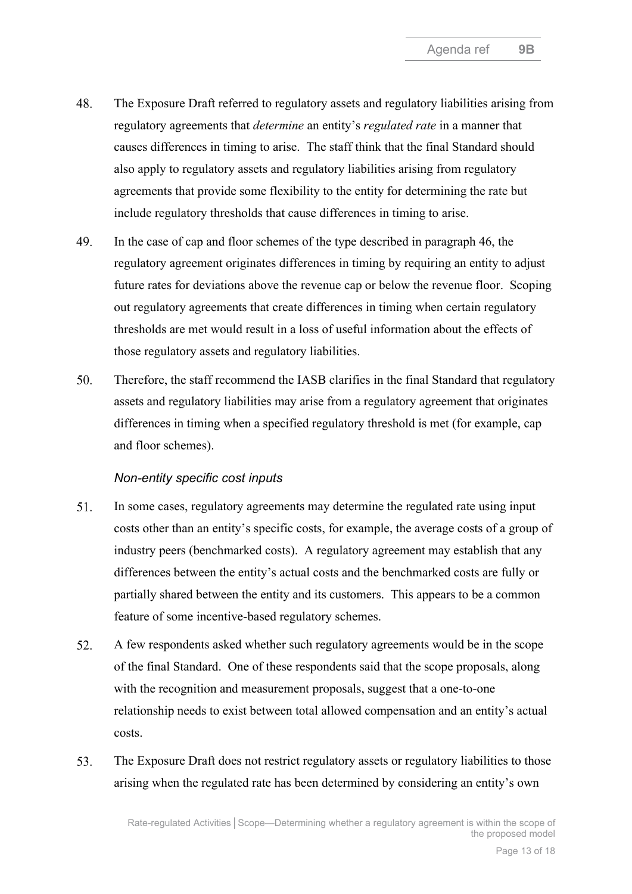48. The Exposure Draft referred to regulatory assets and regulatory liabilities arising from regulatory agreements that *determine* an entity's *regulated rate* in a manner that causes differences in timing to arise. The staff think that the final Standard should also apply to regulatory assets and regulatory liabilities arising from regulatory agreements that provide some flexibility to the entity for determining the rate but include regulatory thresholds that cause differences in timing to arise.

49. In the case of cap and floor schemes of the type described in paragraph 46, the regulatory agreement originates differences in timing by requiring an entity to adjust future rates for deviations above the revenue cap or below the revenue floor. Scoping out regulatory agreements that create differences in timing when certain regulatory thresholds are met would result in a loss of useful information about the effects of those regulatory assets and regulatory liabilities.

50. Therefore, the staff recommend the IASB clarifies in the final Standard that regulatory assets and regulatory liabilities may arise from a regulatory agreement that originates differences in timing when a specified regulatory threshold is met (for example, cap and floor schemes).

*Non-entity specific cost inputs*

51. In some cases, regulatory agreements may determine the regulated rate using input costs other than an entity's specific costs, for example, the average costs of a group of industry peers (benchmarked costs). A regulatory agreement may establish that any differences between the entity's actual costs and the benchmarked costs are fully or partially shared between the entity and its customers. This appears to be a common feature of some incentive-based regulatory schemes.

52. A few respondents asked whether such regulatory agreements would be in the scope of the final Standard. One of these respondents said that the scope proposals, along with the recognition and measurement proposals, suggest that a one-to-one relationship needs to exist between total allowed compensation and an entity's actual costs.

53. The Exposure Draft does not restrict regulatory assets or regulatory liabilities to those arising when the regulated rate has been determined by considering an entity's own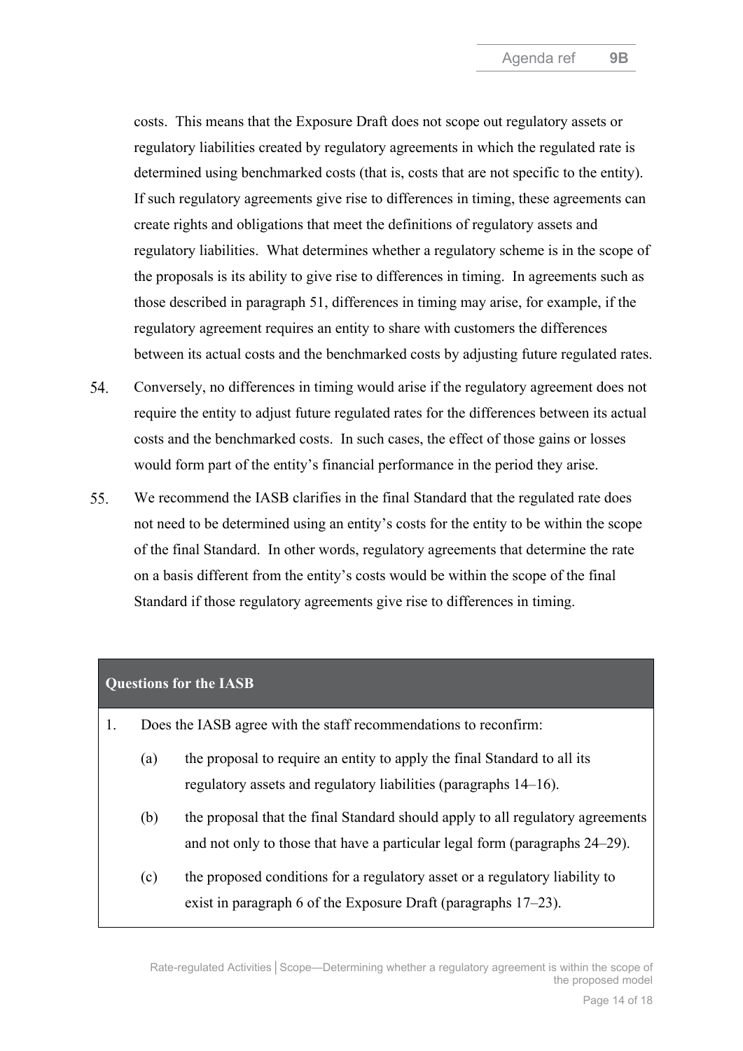costs. This means that the Exposure Draft does not scope out regulatory assets or regulatory liabilities created by regulatory agreements in which the regulated rate is determined using benchmarked costs (that is, costs that are not specific to the entity). If such regulatory agreements give rise to differences in timing, these agreements can create rights and obligations that meet the definitions of regulatory assets and regulatory liabilities. What determines whether a regulatory scheme is in the scope of the proposals is its ability to give rise to differences in timing. In agreements such as those described in paragraph 51, differences in timing may arise, for example, if the regulatory agreement requires an entity to share with customers the differences between its actual costs and the benchmarked costs by adjusting future regulated rates.

54. Conversely, no differences in timing would arise if the regulatory agreement does not require the entity to adjust future regulated rates for the differences between its actual costs and the benchmarked costs. In such cases, the effect of those gains or losses would form part of the entity's financial performance in the period they arise.

55. We recommend the IASB clarifies in the final Standard that the regulated rate does not need to be determined using an entity's costs for the entity to be within the scope of the final Standard. In other words, regulatory agreements that determine the rate on a basis different from the entity's costs would be within the scope of the final Standard if those regulatory agreements give rise to differences in timing.

**Questions for the IASB**

1. Does the IASB agree with the staff recommendations to reconfirm:

   (a) the proposal to require an entity to apply the final Standard to all its regulatory assets and regulatory liabilities (paragraphs 14–16).

   (b) the proposal that the final Standard should apply to all regulatory agreements and not only to those that have a particular legal form (paragraphs 24–29).

   (c) the proposed conditions for a regulatory asset or a regulatory liability to exist in paragraph 6 of the Exposure Draft (paragraphs 17–23).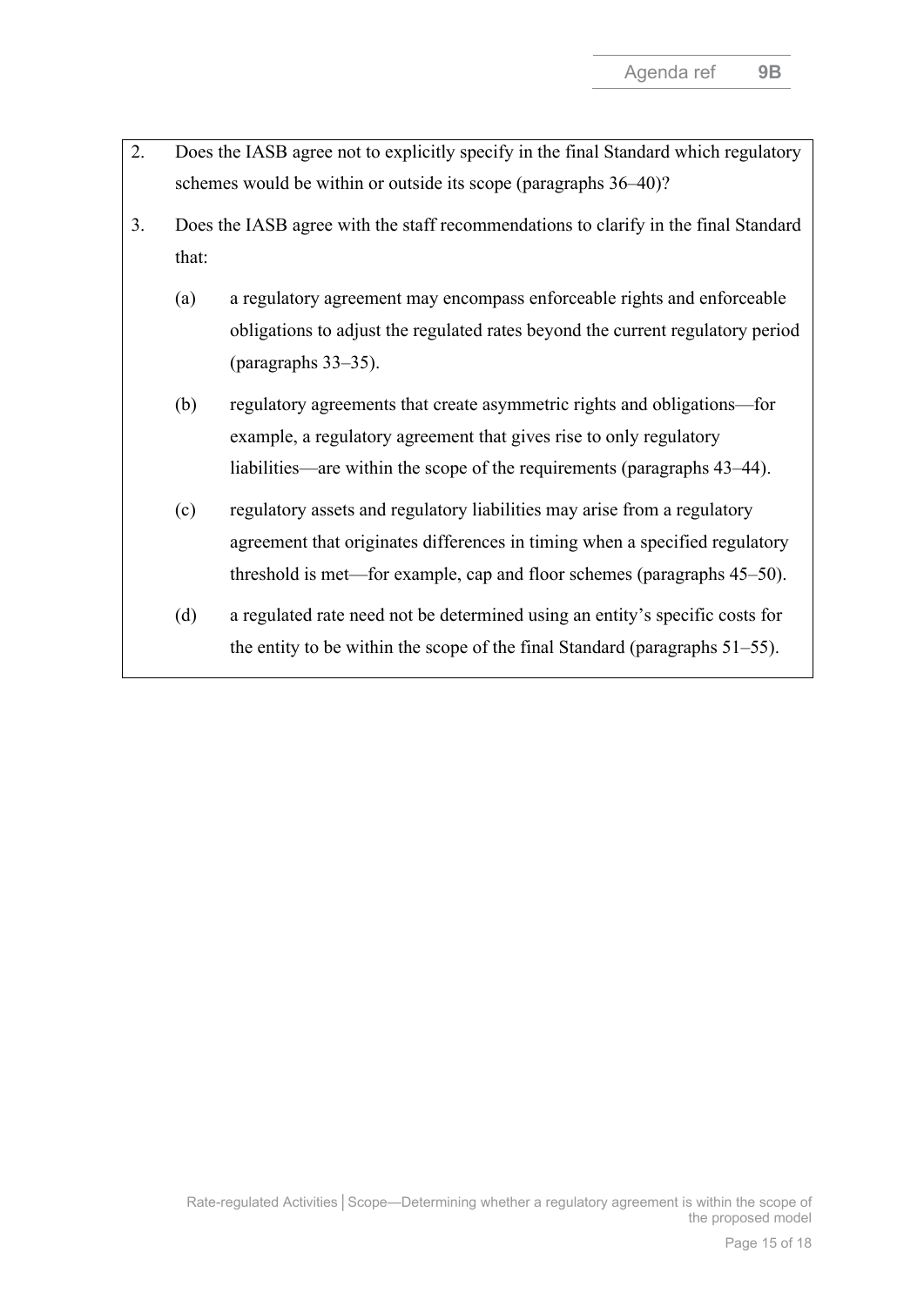2. Does the IASB agree not to explicitly specify in the final Standard which regulatory schemes would be within or outside its scope (paragraphs 36–40)?

3. Does the IASB agree with the staff recommendations to clarify in the final Standard that:

   (a) a regulatory agreement may encompass enforceable rights and enforceable obligations to adjust the regulated rates beyond the current regulatory period (paragraphs 33–35).

   (b) regulatory agreements that create asymmetric rights and obligations—for example, a regulatory agreement that gives rise to only regulatory liabilities—are within the scope of the requirements (paragraphs 43–44).

   (c) regulatory assets and regulatory liabilities may arise from a regulatory agreement that originates differences in timing when a specified regulatory threshold is met—for example, cap and floor schemes (paragraphs 45–50).

   (d) a regulated rate need not be determined using an entity's specific costs for the entity to be within the scope of the final Standard (paragraphs 51–55).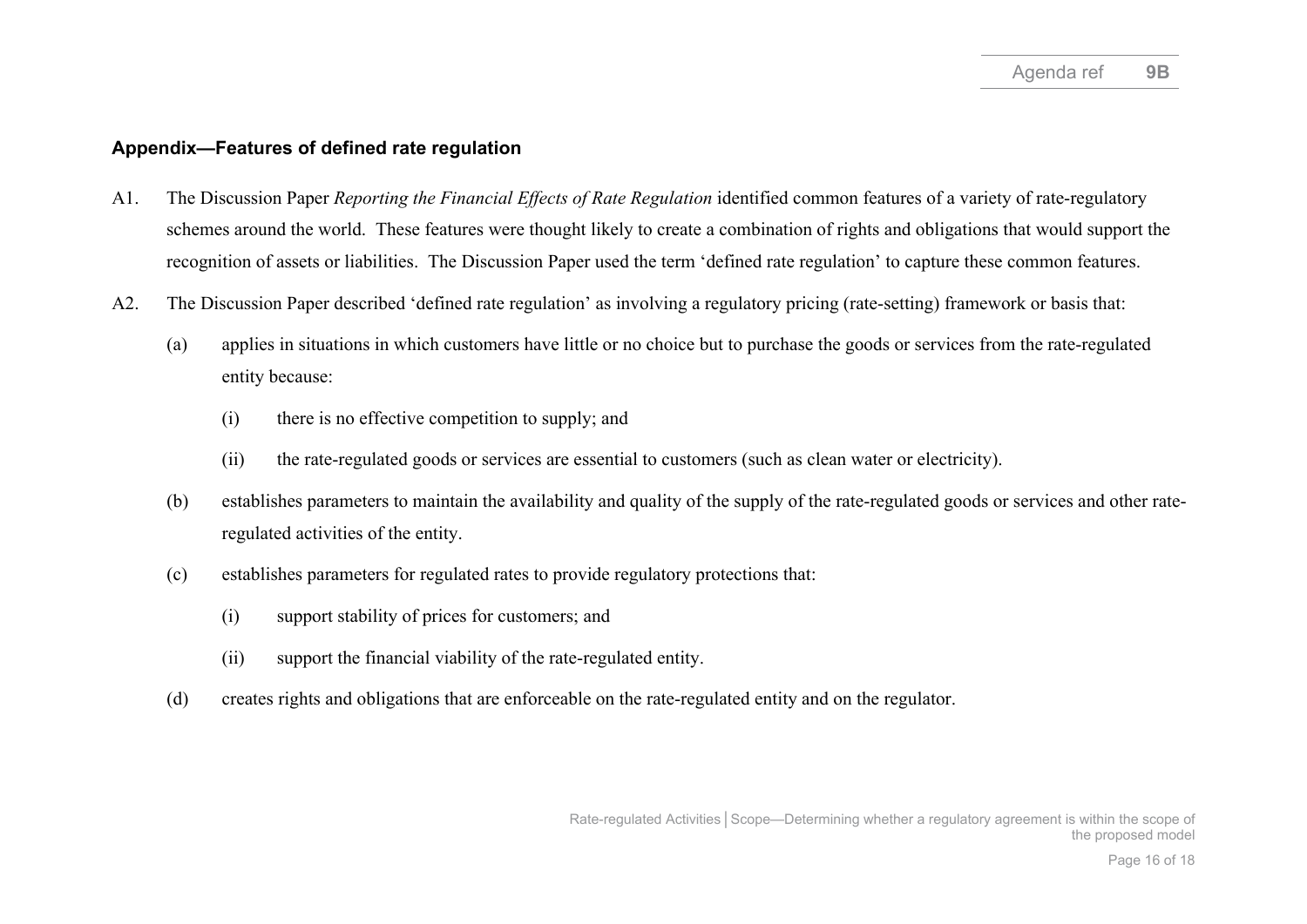## Appendix—Features of defined rate regulation

A1. The Discussion Paper *Reporting the Financial Effects of Rate Regulation* identified common features of a variety of rate-regulatory schemes around the world. These features were thought likely to create a combination of rights and obligations that would support the recognition of assets or liabilities. The Discussion Paper used the term 'defined rate regulation' to capture these common features.

A2. The Discussion Paper described 'defined rate regulation' as involving a regulatory pricing (rate-setting) framework or basis that:

- (a) applies in situations in which customers have little or no choice but to purchase the goods or services from the rate-regulated entity because:
  - (i) there is no effective competition to supply; and
  - (ii) the rate-regulated goods or services are essential to customers (such as clean water or electricity).
- (b) establishes parameters to maintain the availability and quality of the supply of the rate-regulated goods or services and other rate-regulated activities of the entity.
- (c) establishes parameters for regulated rates to provide regulatory protections that:
  - (i) support stability of prices for customers; and
  - (ii) support the financial viability of the rate-regulated entity.
- (d) creates rights and obligations that are enforceable on the rate-regulated entity and on the regulator.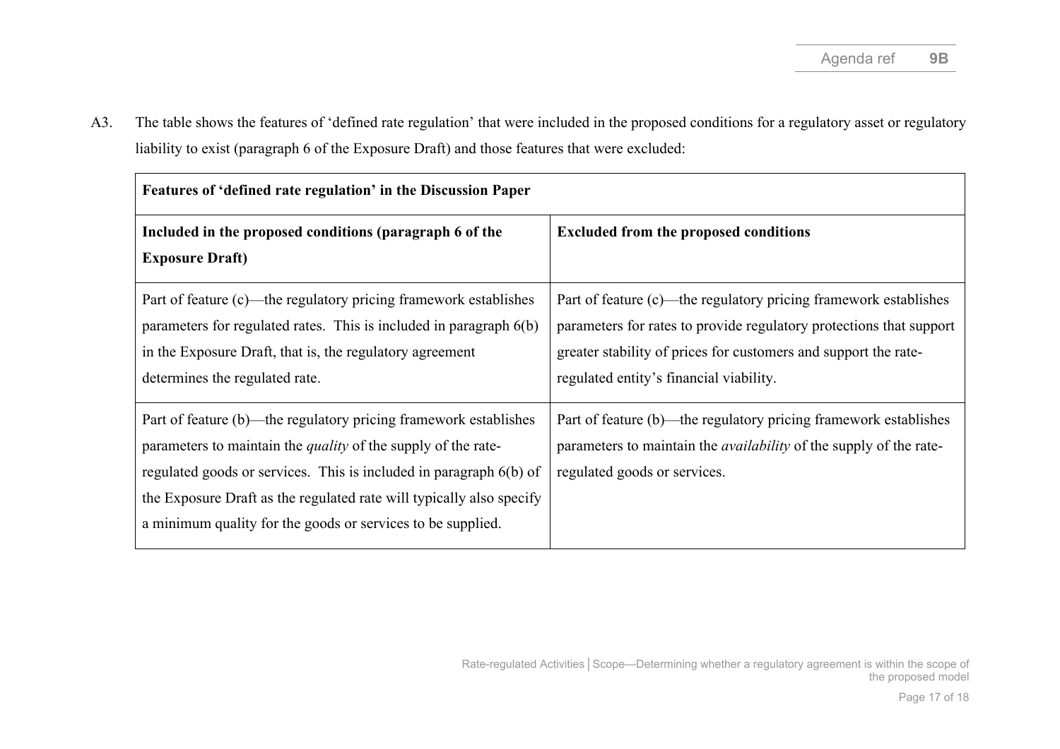A3. The table shows the features of 'defined rate regulation' that were included in the proposed conditions for a regulatory asset or regulatory liability to exist (paragraph 6 of the Exposure Draft) and those features that were excluded:

| **Features of 'defined rate regulation' in the Discussion Paper** | |
|---|---|
| **Included in the proposed conditions (paragraph 6 of the Exposure Draft)** | **Excluded from the proposed conditions** |
| Part of feature (c)—the regulatory pricing framework establishes parameters for regulated rates. This is included in paragraph 6(b) in the Exposure Draft, that is, the regulatory agreement determines the regulated rate. | Part of feature (c)—the regulatory pricing framework establishes parameters for rates to provide regulatory protections that support greater stability of prices for customers and support the rate-regulated entity's financial viability. |
| Part of feature (b)—the regulatory pricing framework establishes parameters to maintain the *quality* of the supply of the rate-regulated goods or services. This is included in paragraph 6(b) of the Exposure Draft as the regulated rate will typically also specify a minimum quality for the goods or services to be supplied. | Part of feature (b)—the regulatory pricing framework establishes parameters to maintain the *availability* of the supply of the rate-regulated goods or services. |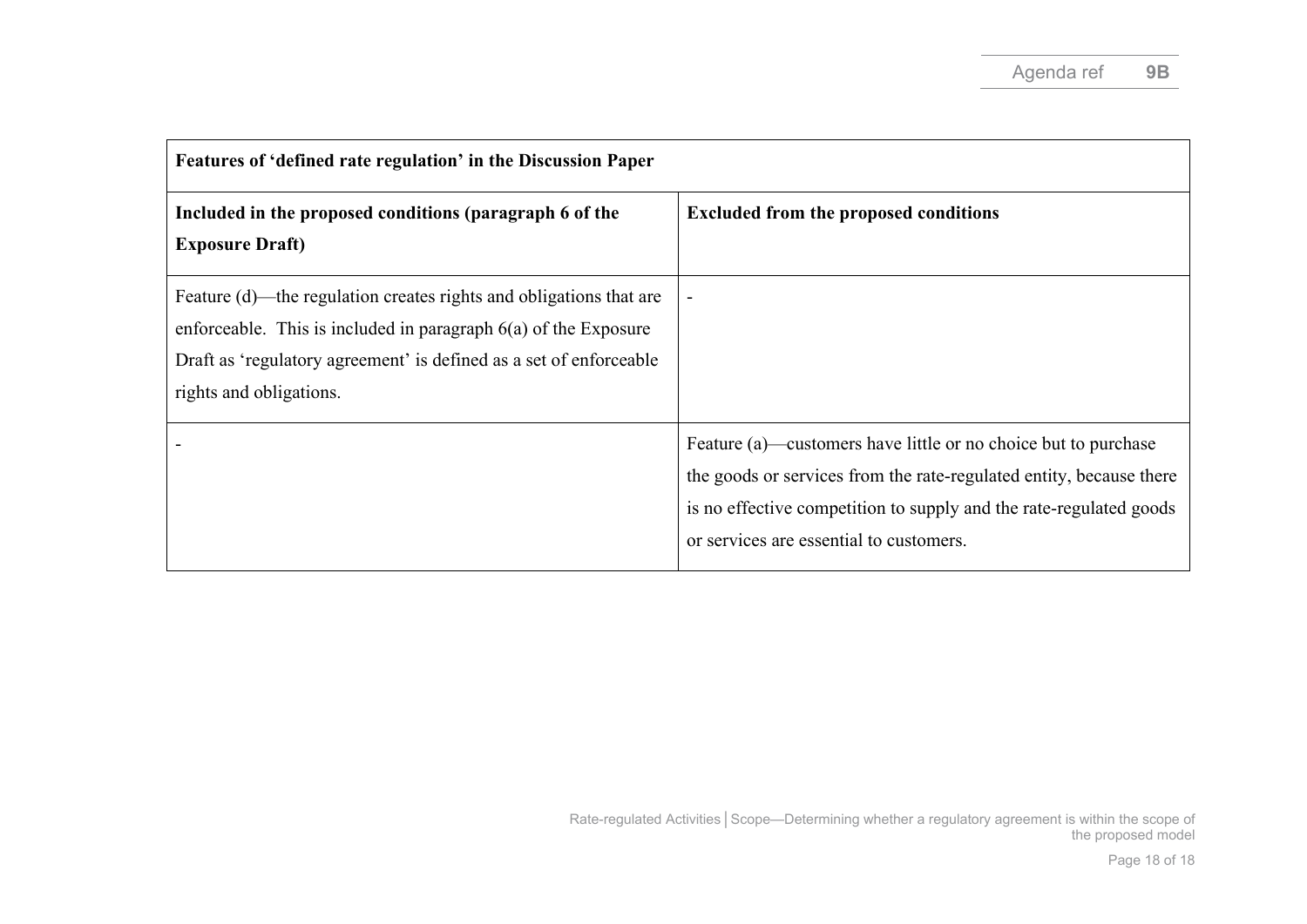| Features of 'defined rate regulation' in the Discussion Paper | |
|---|---|
| **Included in the proposed conditions (paragraph 6 of the Exposure Draft)** | **Excluded from the proposed conditions** |
| Feature (d)—the regulation creates rights and obligations that are enforceable. This is included in paragraph 6(a) of the Exposure Draft as 'regulatory agreement' is defined as a set of enforceable rights and obligations. | - |
| - | Feature (a)—customers have little or no choice but to purchase the goods or services from the rate-regulated entity, because there is no effective competition to supply and the rate-regulated goods or services are essential to customers. |